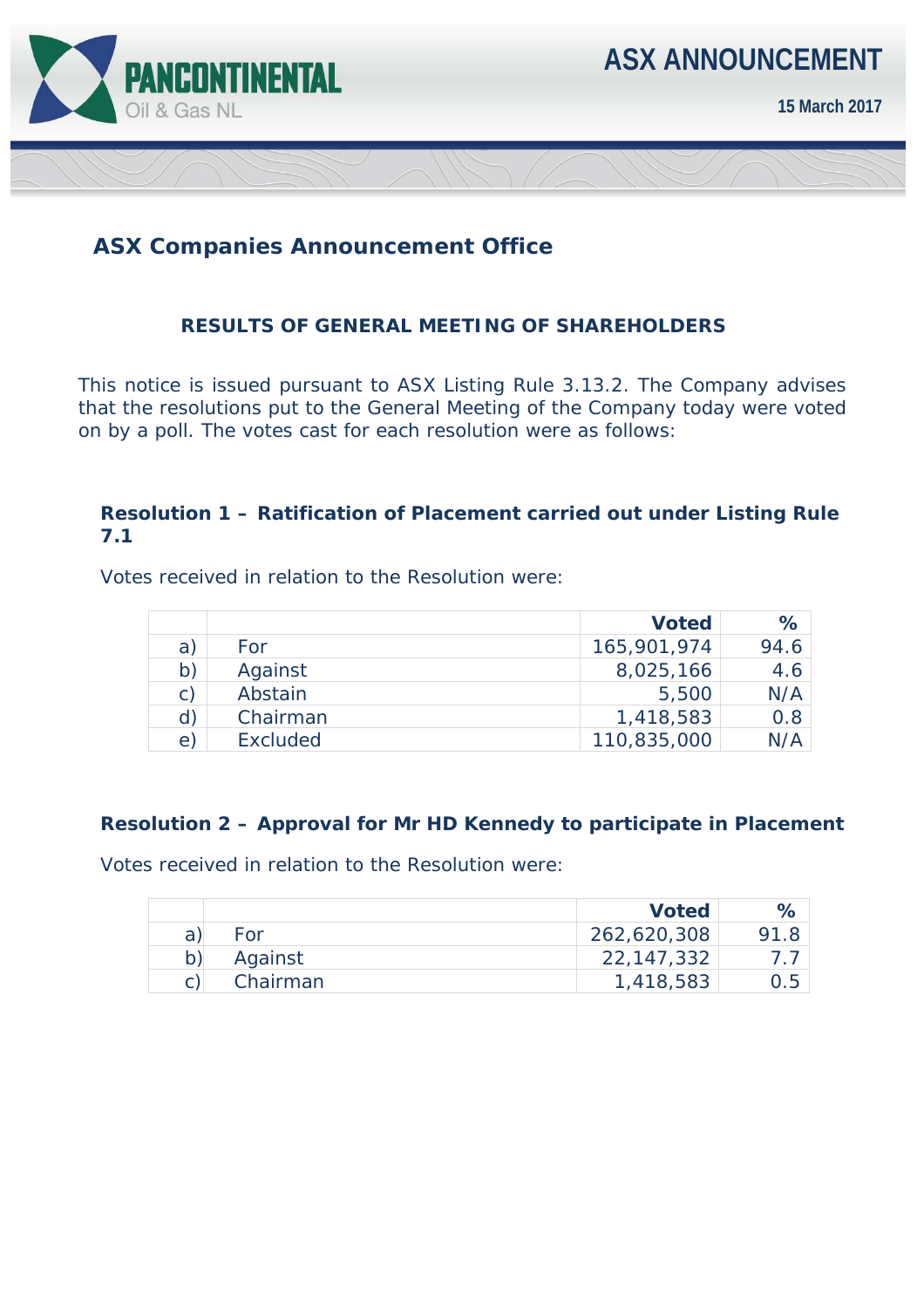PANCONTINENTAL Oil & Gas NL

# ASX ANNOUNCEMENT

**15 March 2017**

## ASX Companies Announcement Office

### RESULTS OF GENERAL MEETING OF SHAREHOLDERS

This notice is issued pursuant to ASX Listing Rule 3.13.2. The Company advises that the resolutions put to the General Meeting of the Company today were voted on by a poll. The votes cast for each resolution were as follows:

**Resolution 1 – Ratification of Placement carried out under Listing Rule 7.1**

Votes received in relation to the Resolution were:

| | | Voted | % |
|---|---|---|---|
| a) | For | 165,901,974 | 94.6 |
| b) | Against | 8,025,166 | 4.6 |
| c) | Abstain | 5,500 | N/A |
| d) | Chairman | 1,418,583 | 0.8 |
| e) | Excluded | 110,835,000 | N/A |

**Resolution 2 – Approval for Mr HD Kennedy to participate in Placement**

Votes received in relation to the Resolution were:

| | | Voted | % |
|---|---|---|---|
| a) | For | 262,620,308 | 91.8 |
| b) | Against | 22,147,332 | 7.7 |
| c) | Chairman | 1,418,583 | 0.5 |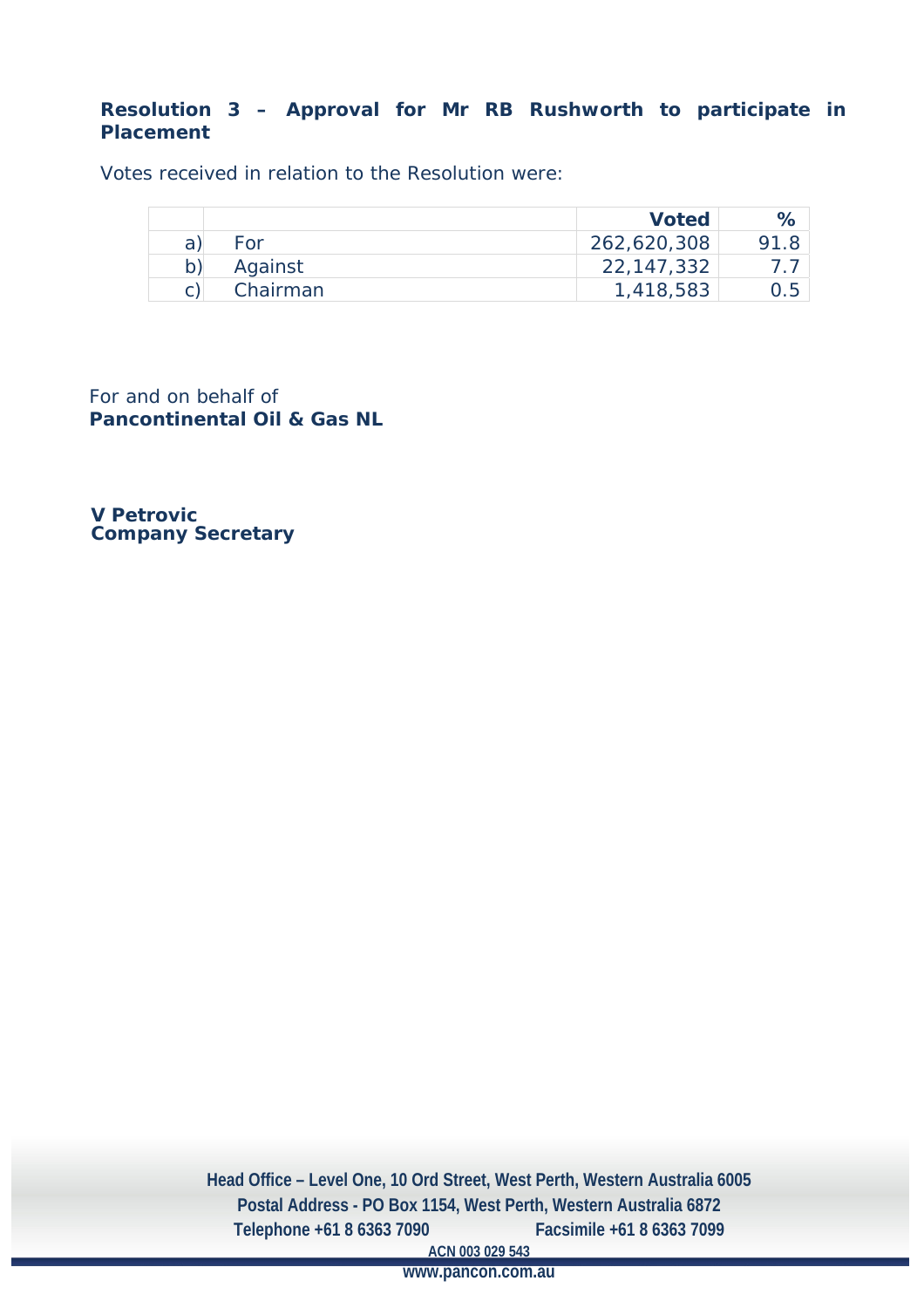**Resolution 3 – Approval for Mr RB Rushworth to participate in Placement**

Votes received in relation to the Resolution were:

| | | Voted | % |
|---|---|---|---|
| a) | For | 262,620,308 | 91.8 |
| b) | Against | 22,147,332 | 7.7 |
| c) | Chairman | 1,418,583 | 0.5 |

For and on behalf of
**Pancontinental Oil & Gas NL**

**V Petrovic**
**Company Secretary**

Head Office – Level One, 10 Ord Street, West Perth, Western Australia 6005
Postal Address - PO Box 1154, West Perth, Western Australia 6872
Telephone +61 8 6363 7090 Facsimile +61 8 6363 7099
ACN 003 029 543
www.pancon.com.au